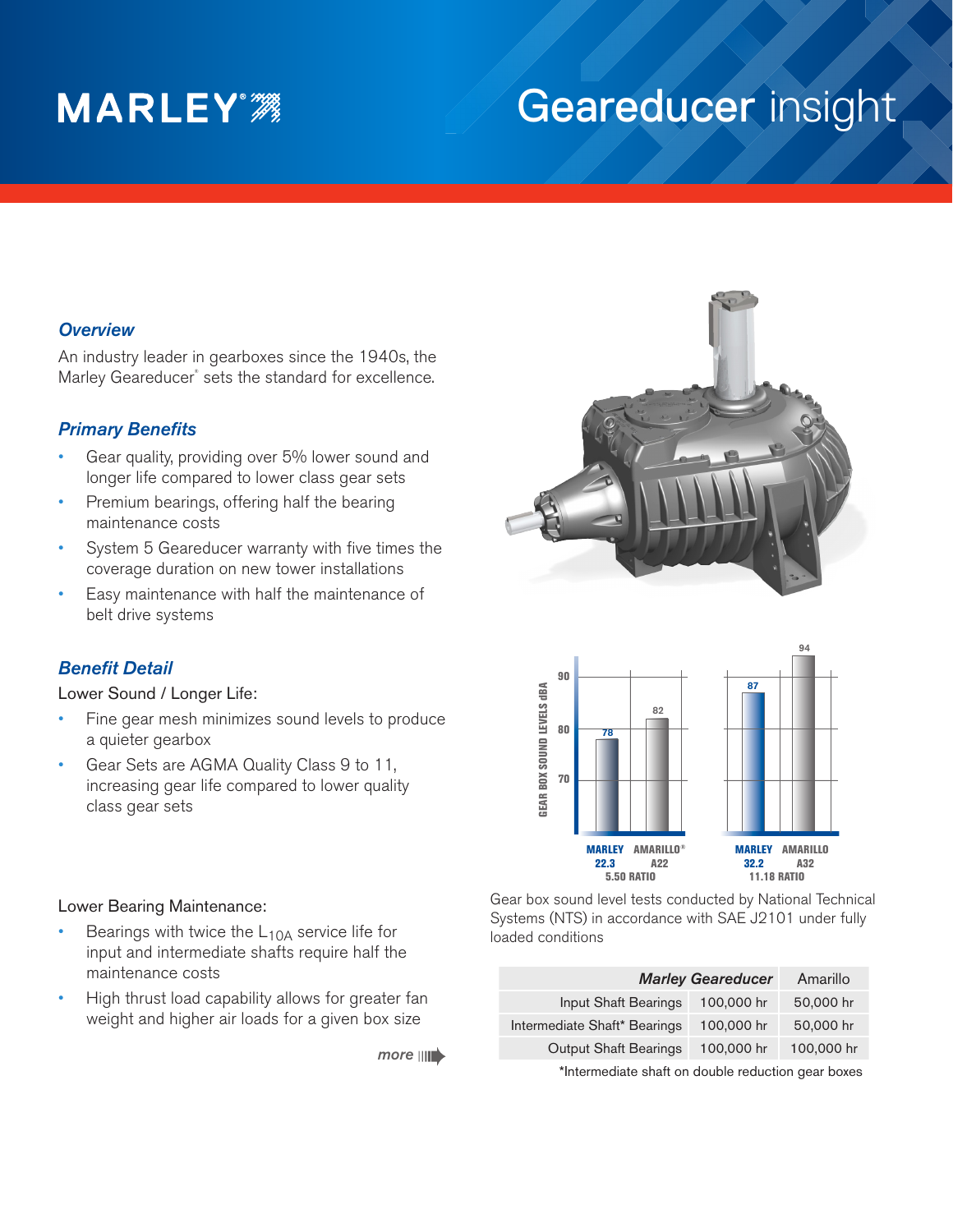# MARLEY

# Geareducer insight

## *Overview*

An industry leader in gearboxes since the 1940s, the Marley Geareducer® sets the standard for excellence.

## *Primary Benefits*

- Gear quality, providing over 5% lower sound and longer life compared to lower class gear sets
- Premium bearings, offering half the bearing maintenance costs
- System 5 Geareducer warranty with five times the coverage duration on new tower installations
- Easy maintenance with half the maintenance of belt drive systems

## *Benefit Detail*

Lower Sound / Longer Life:

- Fine gear mesh minimizes sound levels to produce a quieter gearbox
- Gear Sets are AGMA Quality Class 9 to 11, increasing gear life compared to lower quality class gear sets

| GEAR BOX SOUND LEVELS dBA | MARLEY 22.3 | AMARILLO® A22 | MARLEY 32.2 | AMARILLO A32 |
|---|---|---|---|---|
| | 78 | 82 | 87 | 94 |
| | 5.50 RATIO | | 11.18 RATIO | |

Gear box sound level tests conducted by National Technical Systems (NTS) in accordance with SAE J2101 under fully loaded conditions

Lower Bearing Maintenance:

- Bearings with twice the $L_{10A}$ service life for input and intermediate shafts require half the maintenance costs
- High thrust load capability allows for greater fan weight and higher air loads for a given box size

| | *Marley Geareducer* | Amarillo |
|---|---|---|
| Input Shaft Bearings | 100,000 hr | 50,000 hr |
| Intermediate Shaft* Bearings | 100,000 hr | 50,000 hr |
| Output Shaft Bearings | 100,000 hr | 100,000 hr |

*Intermediate shaft on double reduction gear boxes

*more*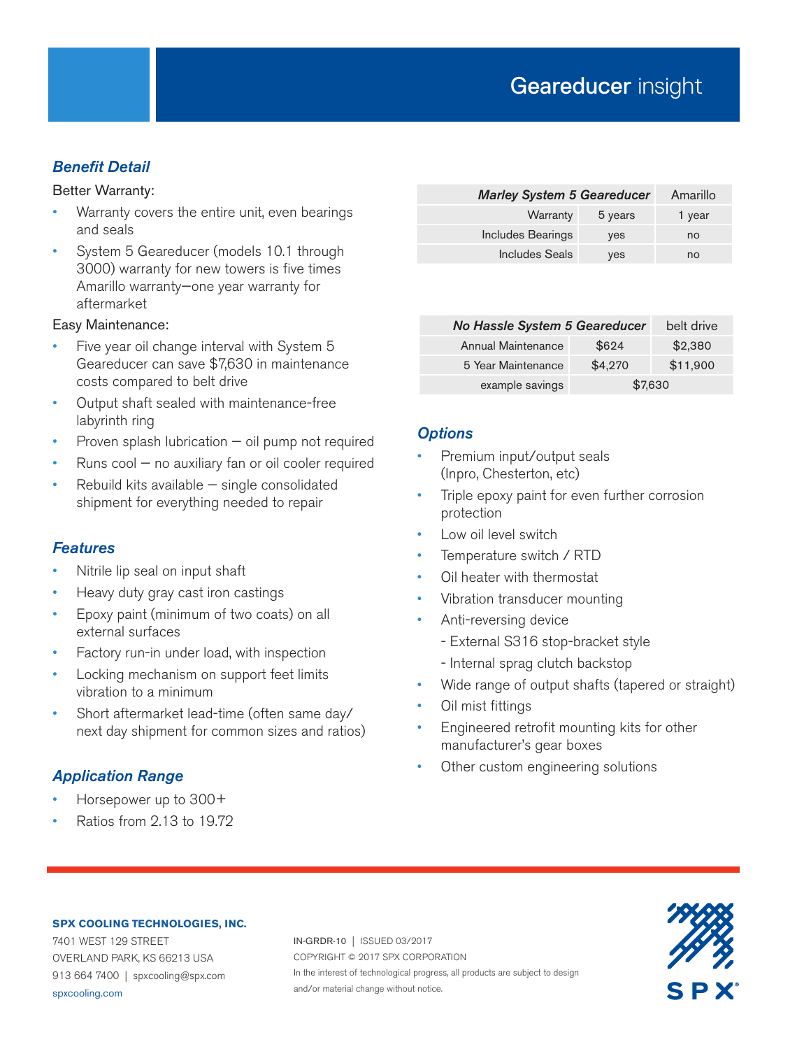# Geareducer insight

## *Benefit Detail*

Better Warranty:

- Warranty covers the entire unit, even bearings and seals
- System 5 Geareducer (models 10.1 through 3000) warranty for new towers is five times Amarillo warranty—one year warranty for aftermarket

Easy Maintenance:

- Five year oil change interval with System 5 Geareducer can save $7,630 in maintenance costs compared to belt drive
- Output shaft sealed with maintenance-free labyrinth ring
- Proven splash lubrication — oil pump not required
- Runs cool — no auxiliary fan or oil cooler required
- Rebuild kits available — single consolidated shipment for everything needed to repair

| | ***Marley System 5 Geareducer*** | Amarillo |
|---|---|---|
| Warranty | 5 years | 1 year |
| Includes Bearings | yes | no |
| Includes Seals | yes | no |

| | ***No Hassle System 5 Geareducer*** | belt drive |
|---|---|---|
| Annual Maintenance | $624 | $2,380 |
| 5 Year Maintenance | $4,270 | $11,900 |
| example savings | $7,630 | |

## *Features*

- Nitrile lip seal on input shaft
- Heavy duty gray cast iron castings
- Epoxy paint (minimum of two coats) on all external surfaces
- Factory run-in under load, with inspection
- Locking mechanism on support feet limits vibration to a minimum
- Short aftermarket lead-time (often same day/next day shipment for common sizes and ratios)

## *Application Range*

- Horsepower up to 300+
- Ratios from 2.13 to 19.72

## *Options*

- Premium input/output seals (Inpro, Chesterton, etc)
- Triple epoxy paint for even further corrosion protection
- Low oil level switch
- Temperature switch / RTD
- Oil heater with thermostat
- Vibration transducer mounting
- Anti-reversing device
  - External S316 stop-bracket style
  - Internal sprag clutch backstop
- Wide range of output shafts (tapered or straight)
- Oil mist fittings
- Engineered retrofit mounting kits for other manufacturer's gear boxes
- Other custom engineering solutions

**SPX COOLING TECHNOLOGIES, INC.**
7401 WEST 129 STREET
OVERLAND PARK, KS 66213 USA
913 664 7400 | spxcooling@spx.com
spxcooling.com

IN-GRDR-10 | ISSUED 03/2017
COPYRIGHT © 2017 SPX CORPORATION
In the interest of technological progress, all products are subject to design and/or material change without notice.

SPX